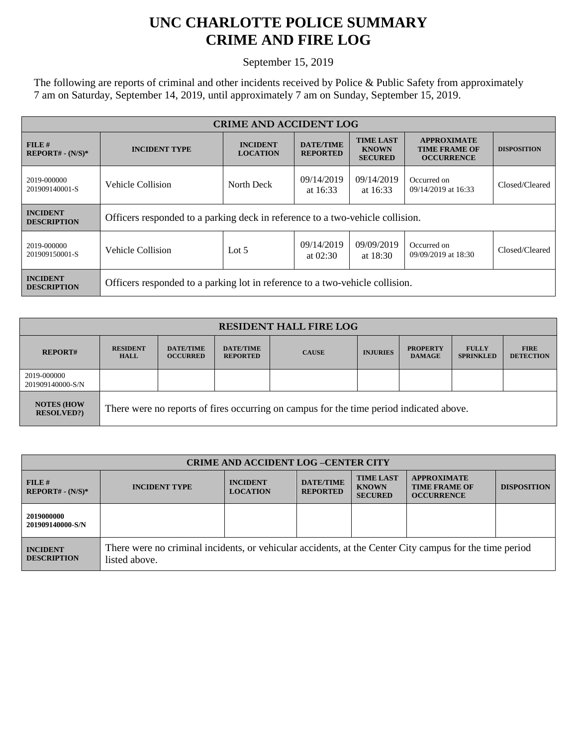# UNC CHARLOTTE POLICE SUMMARY
# CRIME AND FIRE LOG

September 15, 2019

The following are reports of criminal and other incidents received by Police & Public Safety from approximately 7 am on Saturday, September 14, 2019, until approximately 7 am on Sunday, September 15, 2019.

| CRIME AND ACCIDENT LOG | | | | | | |
|---|---|---|---|---|---|---|
| **FILE # REPORT# - (N/S)*** | **INCIDENT TYPE** | **INCIDENT LOCATION** | **DATE/TIME REPORTED** | **TIME LAST KNOWN SECURED** | **APPROXIMATE TIME FRAME OF OCCURRENCE** | **DISPOSITION** |
| 2019-000000 201909140001-S | Vehicle Collision | North Deck | 09/14/2019 at 16:33 | 09/14/2019 at 16:33 | Occurred on 09/14/2019 at 16:33 | Closed/Cleared |
| **INCIDENT DESCRIPTION** | Officers responded to a parking deck in reference to a two-vehicle collision. | | | | | |
| 2019-000000 201909150001-S | Vehicle Collision | Lot 5 | 09/14/2019 at 02:30 | 09/09/2019 at 18:30 | Occurred on 09/09/2019 at 18:30 | Closed/Cleared |
| **INCIDENT DESCRIPTION** | Officers responded to a parking lot in reference to a two-vehicle collision. | | | | | |

| RESIDENT HALL FIRE LOG | | | | | | | | |
|---|---|---|---|---|---|---|---|---|
| **REPORT#** | **RESIDENT HALL** | **DATE/TIME OCCURRED** | **DATE/TIME REPORTED** | **CAUSE** | **INJURIES** | **PROPERTY DAMAGE** | **FULLY SPRINKLED** | **FIRE DETECTION** |
| 2019-000000 201909140000-S/N | | | | | | | | |
| **NOTES (HOW RESOLVED?)** | There were no reports of fires occurring on campus for the time period indicated above. | | | | | | | |

| CRIME AND ACCIDENT LOG –CENTER CITY | | | | | | |
|---|---|---|---|---|---|---|
| **FILE # REPORT# - (N/S)*** | **INCIDENT TYPE** | **INCIDENT LOCATION** | **DATE/TIME REPORTED** | **TIME LAST KNOWN SECURED** | **APPROXIMATE TIME FRAME OF OCCURRENCE** | **DISPOSITION** |
| **2019000000 201909140000-S/N** | | | | | | |
| **INCIDENT DESCRIPTION** | There were no criminal incidents, or vehicular accidents, at the Center City campus for the time period listed above. | | | | | |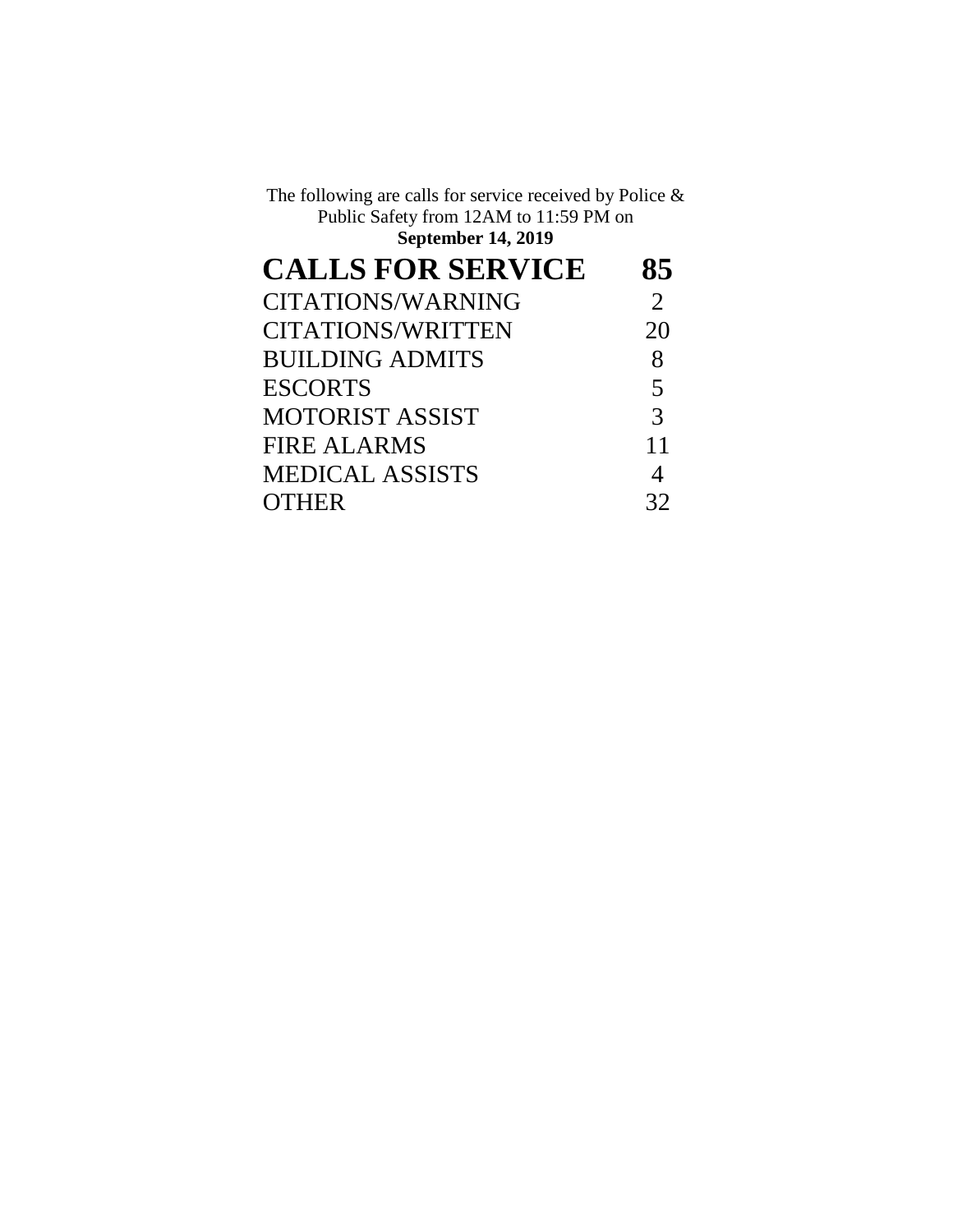The following are calls for service received by Police & Public Safety from 12AM to 11:59 PM on

**September 14, 2019**

| | |
|---|---|
| **CALLS FOR SERVICE** | **85** |
| CITATIONS/WARNING | 2 |
| CITATIONS/WRITTEN | 20 |
| BUILDING ADMITS | 8 |
| ESCORTS | 5 |
| MOTORIST ASSIST | 3 |
| FIRE ALARMS | 11 |
| MEDICAL ASSISTS | 4 |
| OTHER | 32 |